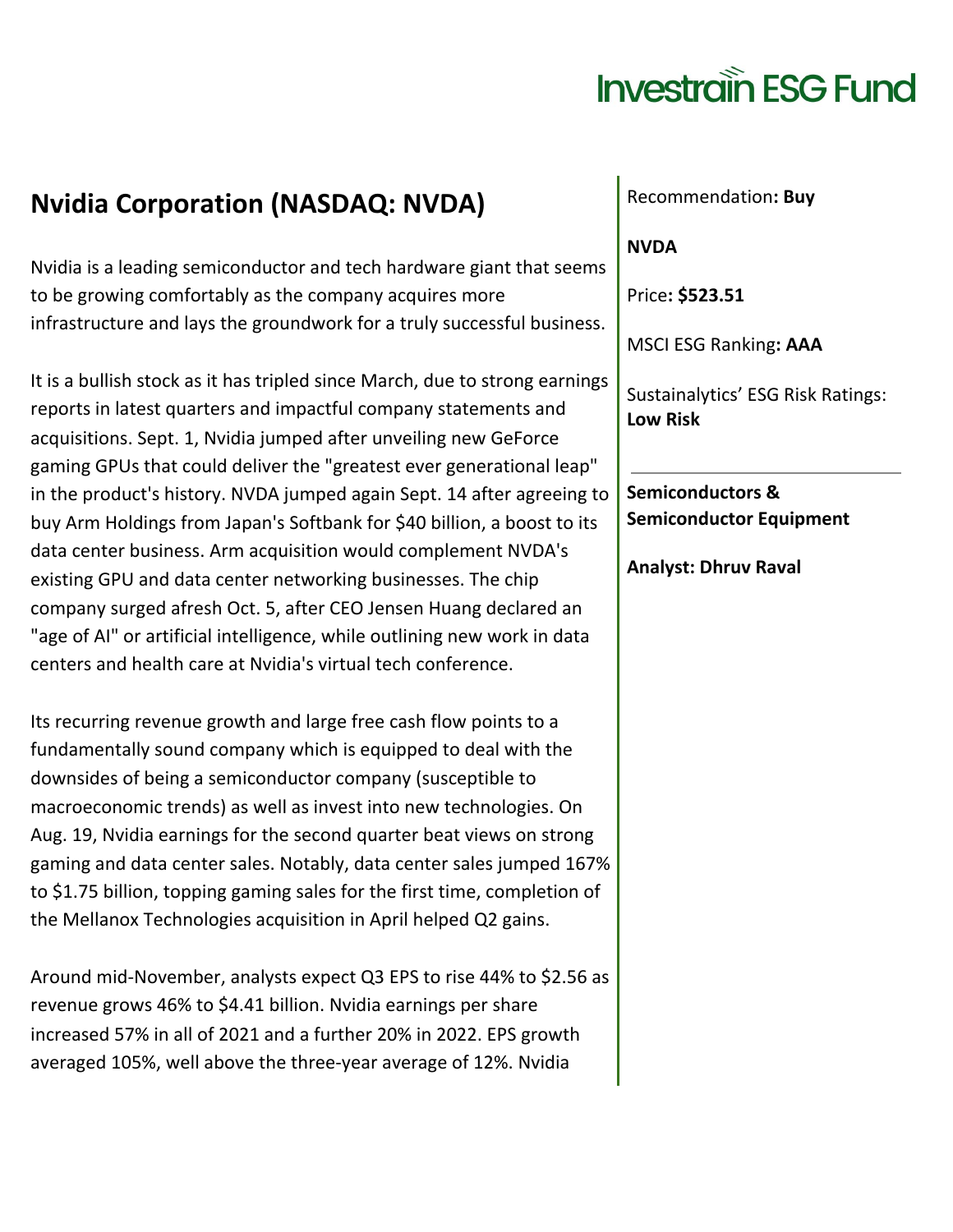# Investrain ESG Fund

## Nvidia Corporation (NASDAQ: NVDA)

Nvidia is a leading semiconductor and tech hardware giant that seems to be growing comfortably as the company acquires more infrastructure and lays the groundwork for a truly successful business.

It is a bullish stock as it has tripled since March, due to strong earnings reports in latest quarters and impactful company statements and acquisitions. Sept. 1, Nvidia jumped after unveiling new GeForce gaming GPUs that could deliver the "greatest ever generational leap" in the product's history. NVDA jumped again Sept. 14 after agreeing to buy Arm Holdings from Japan's Softbank for $40 billion, a boost to its data center business. Arm acquisition would complement NVDA's existing GPU and data center networking businesses. The chip company surged afresh Oct. 5, after CEO Jensen Huang declared an "age of AI" or artificial intelligence, while outlining new work in data centers and health care at Nvidia's virtual tech conference.

Its recurring revenue growth and large free cash flow points to a fundamentally sound company which is equipped to deal with the downsides of being a semiconductor company (susceptible to macroeconomic trends) as well as invest into new technologies. On Aug. 19, Nvidia earnings for the second quarter beat views on strong gaming and data center sales. Notably, data center sales jumped 167% to $1.75 billion, topping gaming sales for the first time, completion of the Mellanox Technologies acquisition in April helped Q2 gains.

Around mid-November, analysts expect Q3 EPS to rise 44% to $2.56 as revenue grows 46% to $4.41 billion. Nvidia earnings per share increased 57% in all of 2021 and a further 20% in 2022. EPS growth averaged 105%, well above the three-year average of 12%. Nvidia

Recommendation**: Buy**

**NVDA**

Price**: $523.51**

MSCI ESG Ranking**: AAA**

Sustainalytics' ESG Risk Ratings: **Low Risk**

---

**Semiconductors & Semiconductor Equipment**

**Analyst: Dhruv Raval**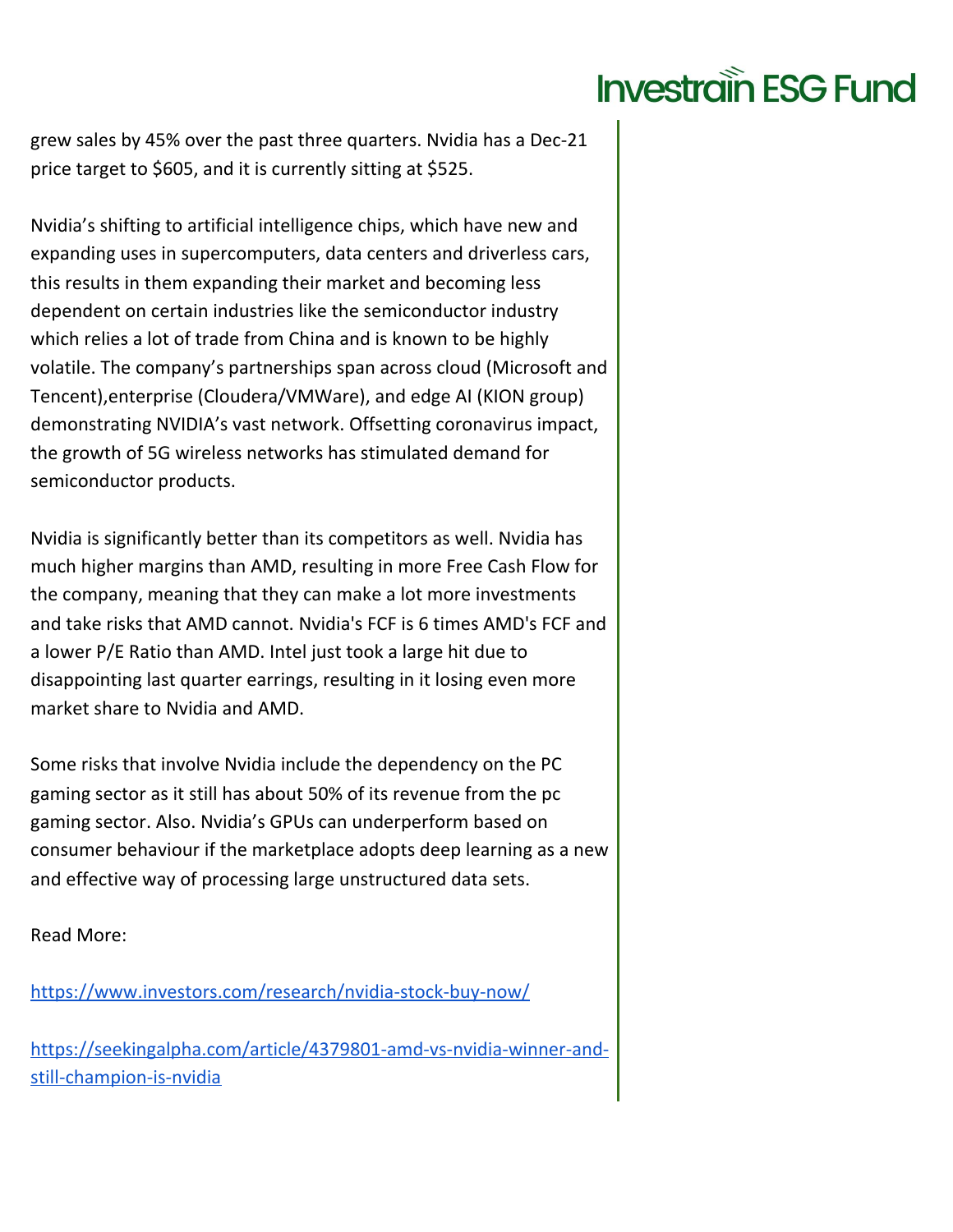grew sales by 45% over the past three quarters. Nvidia has a Dec-21 price target to $605, and it is currently sitting at $525.

Nvidia's shifting to artificial intelligence chips, which have new and expanding uses in supercomputers, data centers and driverless cars, this results in them expanding their market and becoming less dependent on certain industries like the semiconductor industry which relies a lot of trade from China and is known to be highly volatile. The company's partnerships span across cloud (Microsoft and Tencent),enterprise (Cloudera/VMWare), and edge AI (KION group) demonstrating NVIDIA's vast network. Offsetting coronavirus impact, the growth of 5G wireless networks has stimulated demand for semiconductor products.

Nvidia is significantly better than its competitors as well. Nvidia has much higher margins than AMD, resulting in more Free Cash Flow for the company, meaning that they can make a lot more investments and take risks that AMD cannot. Nvidia's FCF is 6 times AMD's FCF and a lower P/E Ratio than AMD. Intel just took a large hit due to disappointing last quarter earrings, resulting in it losing even more market share to Nvidia and AMD.

Some risks that involve Nvidia include the dependency on the PC gaming sector as it still has about 50% of its revenue from the pc gaming sector. Also. Nvidia's GPUs can underperform based on consumer behaviour if the marketplace adopts deep learning as a new and effective way of processing large unstructured data sets.

Read More:

https://www.investors.com/research/nvidia-stock-buy-now/

https://seekingalpha.com/article/4379801-amd-vs-nvidia-winner-and-still-champion-is-nvidia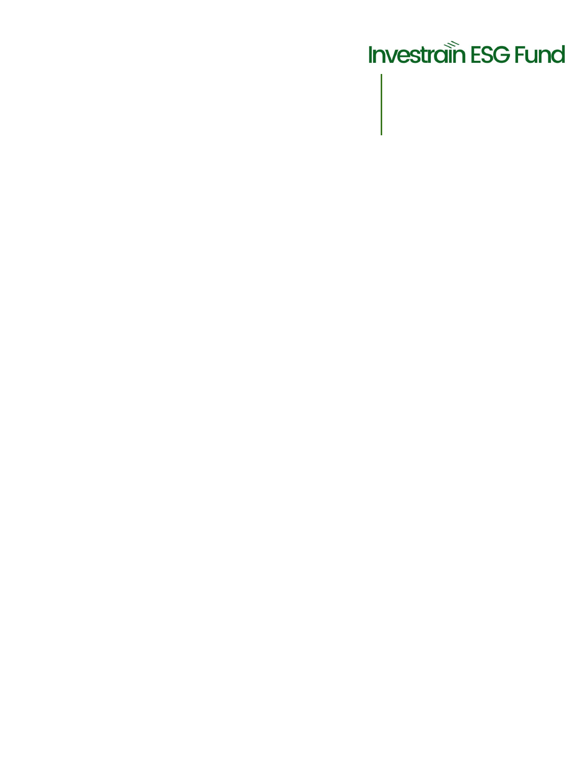Investrain ESG Fund